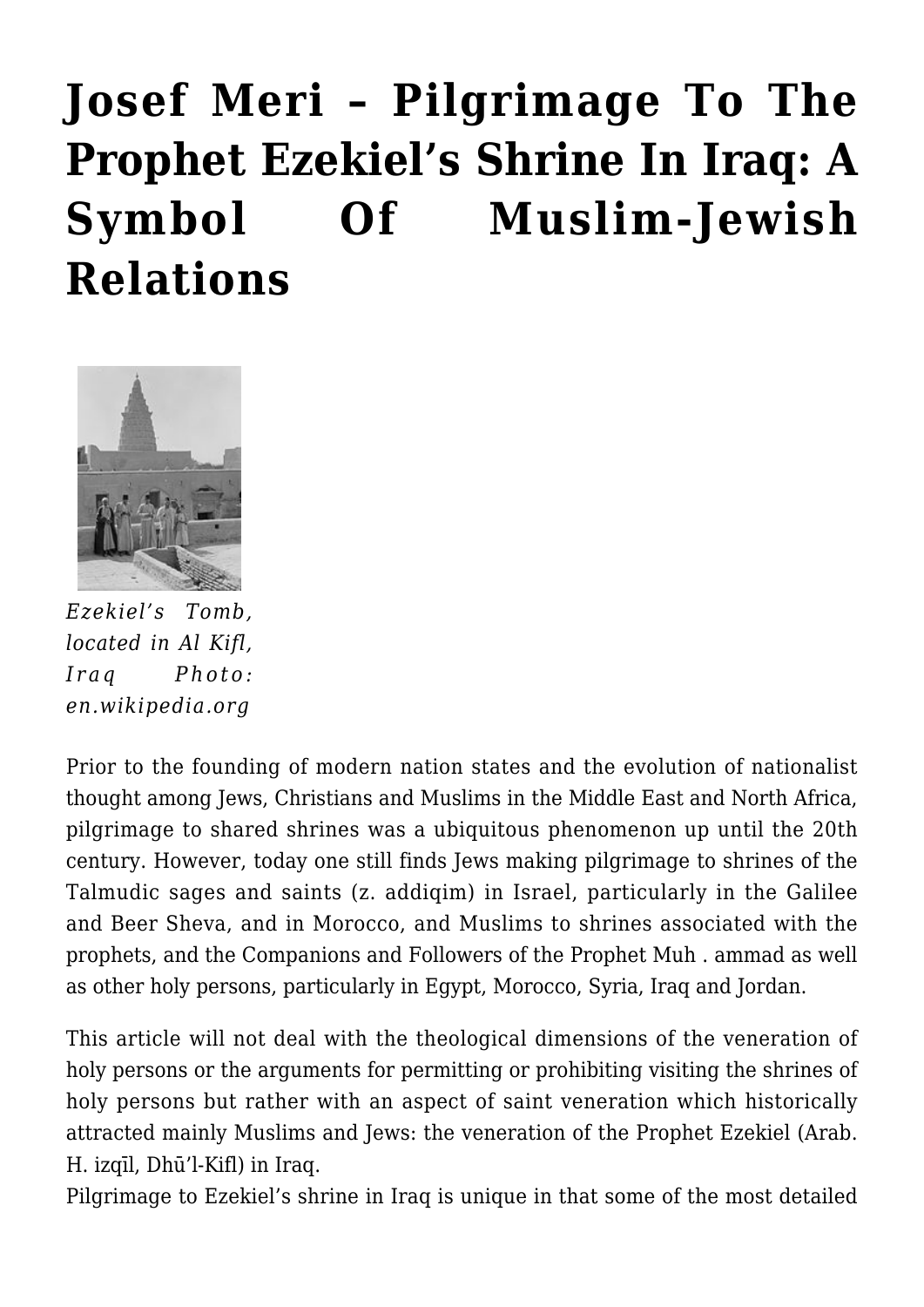# Josef Meri – Pilgrimage To The Prophet Ezekiel's Shrine In Iraq: A Symbol Of Muslim-Jewish Relations

*Ezekiel's Tomb, located in Al Kifl, Iraq Photo: en.wikipedia.org*

Prior to the founding of modern nation states and the evolution of nationalist thought among Jews, Christians and Muslims in the Middle East and North Africa, pilgrimage to shared shrines was a ubiquitous phenomenon up until the 20th century. However, today one still finds Jews making pilgrimage to shrines of the Talmudic sages and saints (z. addiqim) in Israel, particularly in the Galilee and Beer Sheva, and in Morocco, and Muslims to shrines associated with the prophets, and the Companions and Followers of the Prophet Muh . ammad as well as other holy persons, particularly in Egypt, Morocco, Syria, Iraq and Jordan.

This article will not deal with the theological dimensions of the veneration of holy persons or the arguments for permitting or prohibiting visiting the shrines of holy persons but rather with an aspect of saint veneration which historically attracted mainly Muslims and Jews: the veneration of the Prophet Ezekiel (Arab. H. izqīl, Dhū'l-Kifl) in Iraq.

Pilgrimage to Ezekiel's shrine in Iraq is unique in that some of the most detailed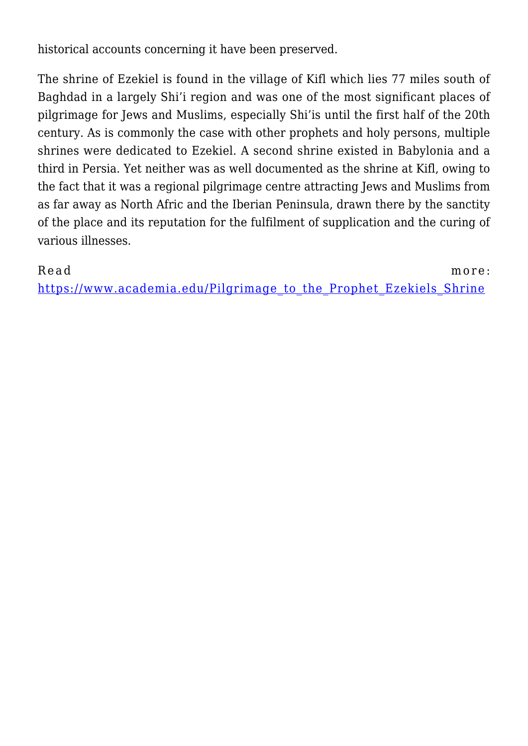historical accounts concerning it have been preserved.

The shrine of Ezekiel is found in the village of Kifl which lies 77 miles south of Baghdad in a largely Shi'i region and was one of the most significant places of pilgrimage for Jews and Muslims, especially Shi'is until the first half of the 20th century. As is commonly the case with other prophets and holy persons, multiple shrines were dedicated to Ezekiel. A second shrine existed in Babylonia and a third in Persia. Yet neither was as well documented as the shrine at Kifl, owing to the fact that it was a regional pilgrimage centre attracting Jews and Muslims from as far away as North Afric and the Iberian Peninsula, drawn there by the sanctity of the place and its reputation for the fulfilment of supplication and the curing of various illnesses.

Read more: [https://www.academia.edu/Pilgrimage_to_the_Prophet_Ezekiels_Shrine](https://www.academia.edu/Pilgrimage_to_the_Prophet_Ezekiels_Shrine)